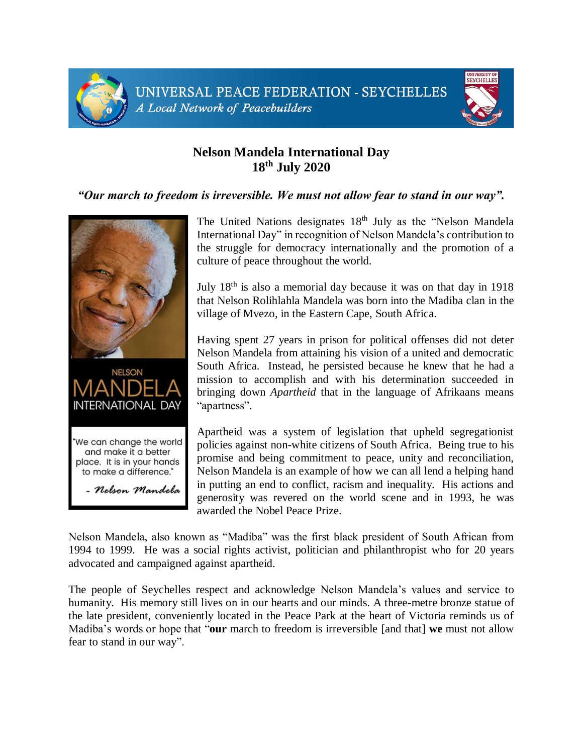UNIVERSAL PEACE FEDERATION - SEYCHELLES

*A Local Network of Peacebuilders*

# Nelson Mandela International Day
## 18th July 2020

***"Our march to freedom is irreversible. We must not allow fear to stand in our way".***

NELSON MANDELA INTERNATIONAL DAY

"We can change the world and make it a better place. It is in your hands to make a difference."

- Nelson Mandela

The United Nations designates 18th July as the "Nelson Mandela International Day" in recognition of Nelson Mandela's contribution to the struggle for democracy internationally and the promotion of a culture of peace throughout the world.

July 18th is also a memorial day because it was on that day in 1918 that Nelson Rolihlahla Mandela was born into the Madiba clan in the village of Mvezo, in the Eastern Cape, South Africa.

Having spent 27 years in prison for political offenses did not deter Nelson Mandela from attaining his vision of a united and democratic South Africa. Instead, he persisted because he knew that he had a mission to accomplish and with his determination succeeded in bringing down *Apartheid* that in the language of Afrikaans means "apartness".

Apartheid was a system of legislation that upheld segregationist policies against non-white citizens of South Africa. Being true to his promise and being commitment to peace, unity and reconciliation, Nelson Mandela is an example of how we can all lend a helping hand in putting an end to conflict, racism and inequality. His actions and generosity was revered on the world scene and in 1993, he was awarded the Nobel Peace Prize.

Nelson Mandela, also known as "Madiba" was the first black president of South African from 1994 to 1999. He was a social rights activist, politician and philanthropist who for 20 years advocated and campaigned against apartheid.

The people of Seychelles respect and acknowledge Nelson Mandela's values and service to humanity. His memory still lives on in our hearts and our minds. A three-metre bronze statue of the late president, conveniently located in the Peace Park at the heart of Victoria reminds us of Madiba's words or hope that "**our** march to freedom is irreversible [and that] **we** must not allow fear to stand in our way".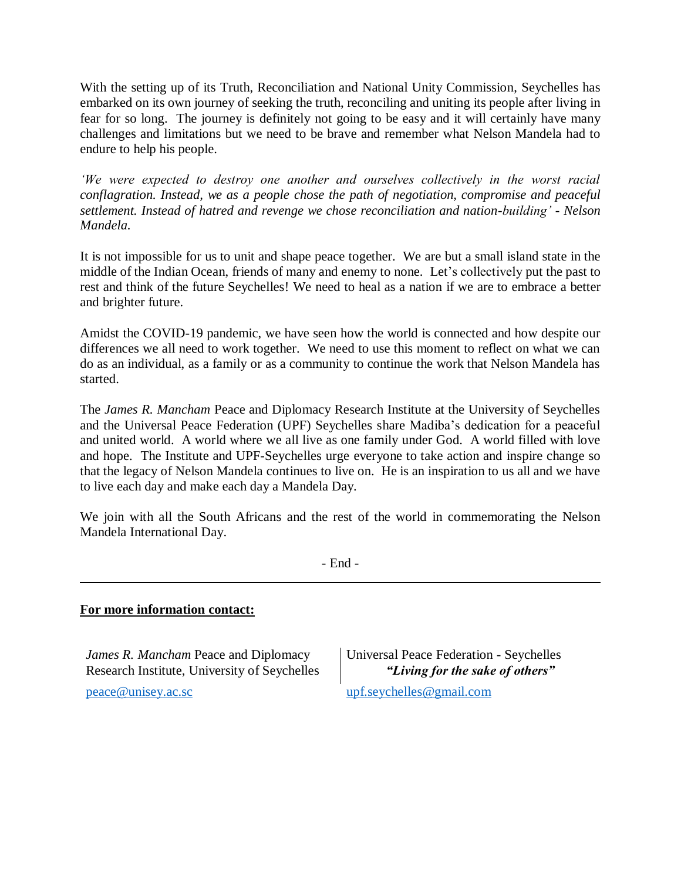With the setting up of its Truth, Reconciliation and National Unity Commission, Seychelles has embarked on its own journey of seeking the truth, reconciling and uniting its people after living in fear for so long. The journey is definitely not going to be easy and it will certainly have many challenges and limitations but we need to be brave and remember what Nelson Mandela had to endure to help his people.

*'We were expected to destroy one another and ourselves collectively in the worst racial conflagration. Instead, we as a people chose the path of negotiation, compromise and peaceful settlement. Instead of hatred and revenge we chose reconciliation and nation-building' - Nelson Mandela.*

It is not impossible for us to unit and shape peace together. We are but a small island state in the middle of the Indian Ocean, friends of many and enemy to none. Let's collectively put the past to rest and think of the future Seychelles! We need to heal as a nation if we are to embrace a better and brighter future.

Amidst the COVID-19 pandemic, we have seen how the world is connected and how despite our differences we all need to work together. We need to use this moment to reflect on what we can do as an individual, as a family or as a community to continue the work that Nelson Mandela has started.

The *James R. Mancham* Peace and Diplomacy Research Institute at the University of Seychelles and the Universal Peace Federation (UPF) Seychelles share Madiba's dedication for a peaceful and united world. A world where we all live as one family under God. A world filled with love and hope. The Institute and UPF-Seychelles urge everyone to take action and inspire change so that the legacy of Nelson Mandela continues to live on. He is an inspiration to us all and we have to live each day and make each day a Mandela Day.

We join with all the South Africans and the rest of the world in commemorating the Nelson Mandela International Day.

- End -

---

**For more information contact:**

*James R. Mancham* Peace and Diplomacy Research Institute, University of Seychelles
peace@unisey.ac.sc

Universal Peace Federation - Seychelles
***"Living for the sake of others"***
upf.seychelles@gmail.com